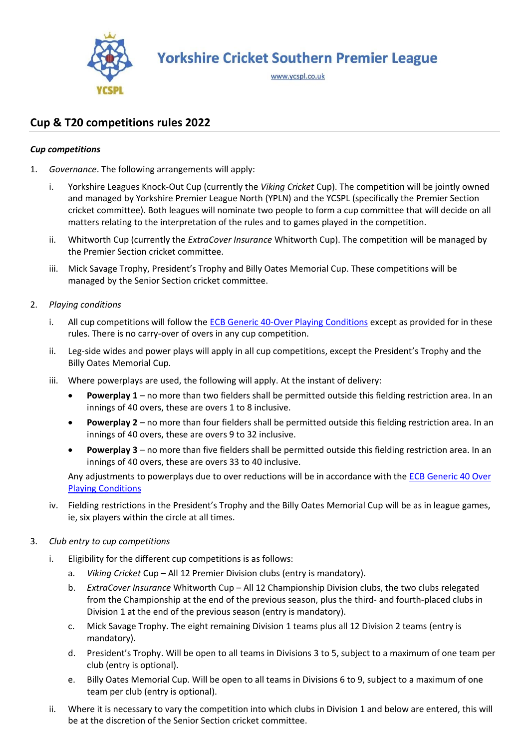# Yorkshire Cricket Southern Premier League

www.ycspl.co.uk

## Cup & T20 competitions rules 2022

### *Cup competitions*

1. *Governance*. The following arrangements will apply:

   i. Yorkshire Leagues Knock-Out Cup (currently the *Viking Cricket* Cup). The competition will be jointly owned and managed by Yorkshire Premier League North (YPLN) and the YCSPL (specifically the Premier Section cricket committee). Both leagues will nominate two people to form a cup committee that will decide on all matters relating to the interpretation of the rules and to games played in the competition.

   ii. Whitworth Cup (currently the *ExtraCover Insurance* Whitworth Cup). The competition will be managed by the Premier Section cricket committee.

   iii. Mick Savage Trophy, President's Trophy and Billy Oates Memorial Cup. These competitions will be managed by the Senior Section cricket committee.

2. *Playing conditions*

   i. All cup competitions will follow the ECB Generic 40-Over Playing Conditions except as provided for in these rules. There is no carry-over of overs in any cup competition.

   ii. Leg-side wides and power plays will apply in all cup competitions, except the President's Trophy and the Billy Oates Memorial Cup.

   iii. Where powerplays are used, the following will apply. At the instant of delivery:

   - **Powerplay 1** – no more than two fielders shall be permitted outside this fielding restriction area. In an innings of 40 overs, these are overs 1 to 8 inclusive.
   - **Powerplay 2** – no more than four fielders shall be permitted outside this fielding restriction area. In an innings of 40 overs, these are overs 9 to 32 inclusive.
   - **Powerplay 3** – no more than five fielders shall be permitted outside this fielding restriction area. In an innings of 40 overs, these are overs 33 to 40 inclusive.

   Any adjustments to powerplays due to over reductions will be in accordance with the ECB Generic 40 Over Playing Conditions

   iv. Fielding restrictions in the President's Trophy and the Billy Oates Memorial Cup will be as in league games, ie, six players within the circle at all times.

3. *Club entry to cup competitions*

   i. Eligibility for the different cup competitions is as follows:

      a. *Viking Cricket* Cup – All 12 Premier Division clubs (entry is mandatory).

      b. *ExtraCover Insurance* Whitworth Cup – All 12 Championship Division clubs, the two clubs relegated from the Championship at the end of the previous season, plus the third- and fourth-placed clubs in Division 1 at the end of the previous season (entry is mandatory).

      c. Mick Savage Trophy. The eight remaining Division 1 teams plus all 12 Division 2 teams (entry is mandatory).

      d. President's Trophy. Will be open to all teams in Divisions 3 to 5, subject to a maximum of one team per club (entry is optional).

      e. Billy Oates Memorial Cup. Will be open to all teams in Divisions 6 to 9, subject to a maximum of one team per club (entry is optional).

   ii. Where it is necessary to vary the competition into which clubs in Division 1 and below are entered, this will be at the discretion of the Senior Section cricket committee.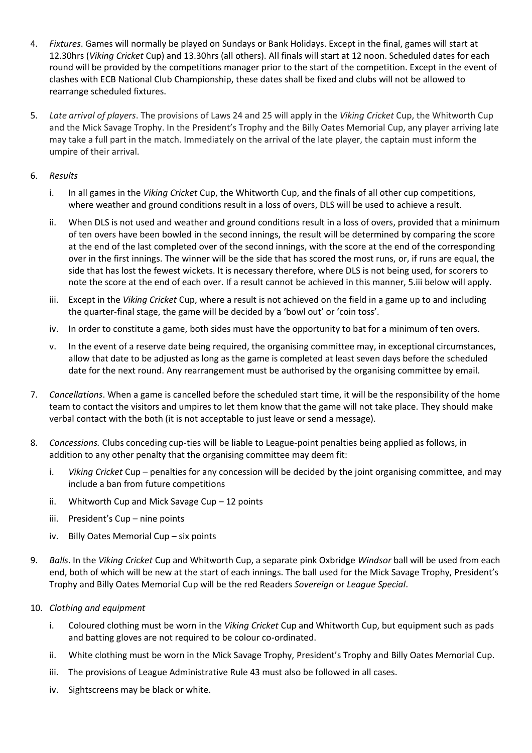4. *Fixtures*. Games will normally be played on Sundays or Bank Holidays. Except in the final, games will start at 12.30hrs (*Viking Cricket* Cup) and 13.30hrs (all others). All finals will start at 12 noon. Scheduled dates for each round will be provided by the competitions manager prior to the start of the competition. Except in the event of clashes with ECB National Club Championship, these dates shall be fixed and clubs will not be allowed to rearrange scheduled fixtures.

5. *Late arrival of players*. The provisions of Laws 24 and 25 will apply in the *Viking Cricket* Cup, the Whitworth Cup and the Mick Savage Trophy. In the President's Trophy and the Billy Oates Memorial Cup, any player arriving late may take a full part in the match. Immediately on the arrival of the late player, the captain must inform the umpire of their arrival.

6. *Results*

   i. In all games in the *Viking Cricket* Cup, the Whitworth Cup, and the finals of all other cup competitions, where weather and ground conditions result in a loss of overs, DLS will be used to achieve a result.

   ii. When DLS is not used and weather and ground conditions result in a loss of overs, provided that a minimum of ten overs have been bowled in the second innings, the result will be determined by comparing the score at the end of the last completed over of the second innings, with the score at the end of the corresponding over in the first innings. The winner will be the side that has scored the most runs, or, if runs are equal, the side that has lost the fewest wickets. It is necessary therefore, where DLS is not being used, for scorers to note the score at the end of each over. If a result cannot be achieved in this manner, 5.iii below will apply.

   iii. Except in the *Viking Cricket* Cup, where a result is not achieved on the field in a game up to and including the quarter-final stage, the game will be decided by a 'bowl out' or 'coin toss'.

   iv. In order to constitute a game, both sides must have the opportunity to bat for a minimum of ten overs.

   v. In the event of a reserve date being required, the organising committee may, in exceptional circumstances, allow that date to be adjusted as long as the game is completed at least seven days before the scheduled date for the next round. Any rearrangement must be authorised by the organising committee by email.

7. *Cancellations*. When a game is cancelled before the scheduled start time, it will be the responsibility of the home team to contact the visitors and umpires to let them know that the game will not take place. They should make verbal contact with the both (it is not acceptable to just leave or send a message).

8. *Concessions.* Clubs conceding cup-ties will be liable to League-point penalties being applied as follows, in addition to any other penalty that the organising committee may deem fit:

   i. *Viking Cricket* Cup – penalties for any concession will be decided by the joint organising committee, and may include a ban from future competitions

   ii. Whitworth Cup and Mick Savage Cup – 12 points

   iii. President's Cup – nine points

   iv. Billy Oates Memorial Cup – six points

9. *Balls*. In the *Viking Cricket* Cup and Whitworth Cup, a separate pink Oxbridge *Windsor* ball will be used from each end, both of which will be new at the start of each innings. The ball used for the Mick Savage Trophy, President's Trophy and Billy Oates Memorial Cup will be the red Readers *Sovereign* or *League Special*.

10. *Clothing and equipment*

    i. Coloured clothing must be worn in the *Viking Cricket* Cup and Whitworth Cup, but equipment such as pads and batting gloves are not required to be colour co-ordinated.

    ii. White clothing must be worn in the Mick Savage Trophy, President's Trophy and Billy Oates Memorial Cup.

    iii. The provisions of League Administrative Rule 43 must also be followed in all cases.

    iv. Sightscreens may be black or white.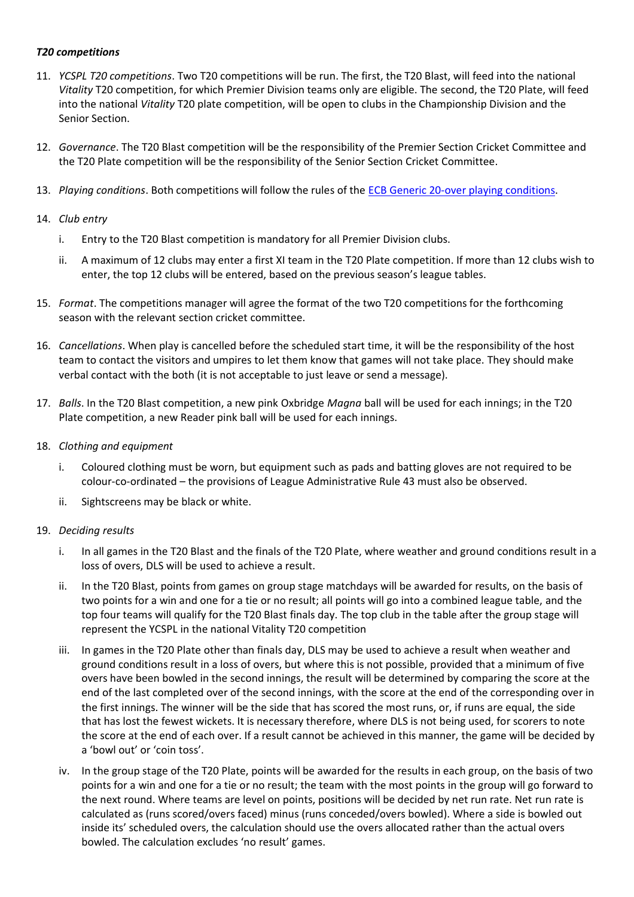***T20 competitions***

11. *YCSPL T20 competitions*. Two T20 competitions will be run. The first, the T20 Blast, will feed into the national *Vitality* T20 competition, for which Premier Division teams only are eligible. The second, the T20 Plate, will feed into the national *Vitality* T20 plate competition, will be open to clubs in the Championship Division and the Senior Section.

12. *Governance*. The T20 Blast competition will be the responsibility of the Premier Section Cricket Committee and the T20 Plate competition will be the responsibility of the Senior Section Cricket Committee.

13. *Playing conditions*. Both competitions will follow the rules of the ECB Generic 20-over playing conditions.

14. *Club entry*

    i. Entry to the T20 Blast competition is mandatory for all Premier Division clubs.

    ii. A maximum of 12 clubs may enter a first XI team in the T20 Plate competition. If more than 12 clubs wish to enter, the top 12 clubs will be entered, based on the previous season's league tables.

15. *Format*. The competitions manager will agree the format of the two T20 competitions for the forthcoming season with the relevant section cricket committee.

16. *Cancellations*. When play is cancelled before the scheduled start time, it will be the responsibility of the host team to contact the visitors and umpires to let them know that games will not take place. They should make verbal contact with the both (it is not acceptable to just leave or send a message).

17. *Balls*. In the T20 Blast competition, a new pink Oxbridge *Magna* ball will be used for each innings; in the T20 Plate competition, a new Reader pink ball will be used for each innings.

18. *Clothing and equipment*

    i. Coloured clothing must be worn, but equipment such as pads and batting gloves are not required to be colour-co-ordinated – the provisions of League Administrative Rule 43 must also be observed.

    ii. Sightscreens may be black or white.

19. *Deciding results*

    i. In all games in the T20 Blast and the finals of the T20 Plate, where weather and ground conditions result in a loss of overs, DLS will be used to achieve a result.

    ii. In the T20 Blast, points from games on group stage matchdays will be awarded for results, on the basis of two points for a win and one for a tie or no result; all points will go into a combined league table, and the top four teams will qualify for the T20 Blast finals day. The top club in the table after the group stage will represent the YCSPL in the national Vitality T20 competition

    iii. In games in the T20 Plate other than finals day, DLS may be used to achieve a result when weather and ground conditions result in a loss of overs, but where this is not possible, provided that a minimum of five overs have been bowled in the second innings, the result will be determined by comparing the score at the end of the last completed over of the second innings, with the score at the end of the corresponding over in the first innings. The winner will be the side that has scored the most runs, or, if runs are equal, the side that has lost the fewest wickets. It is necessary therefore, where DLS is not being used, for scorers to note the score at the end of each over. If a result cannot be achieved in this manner, the game will be decided by a 'bowl out' or 'coin toss'.

    iv. In the group stage of the T20 Plate, points will be awarded for the results in each group, on the basis of two points for a win and one for a tie or no result; the team with the most points in the group will go forward to the next round. Where teams are level on points, positions will be decided by net run rate. Net run rate is calculated as (runs scored/overs faced) minus (runs conceded/overs bowled). Where a side is bowled out inside its' scheduled overs, the calculation should use the overs allocated rather than the actual overs bowled. The calculation excludes 'no result' games.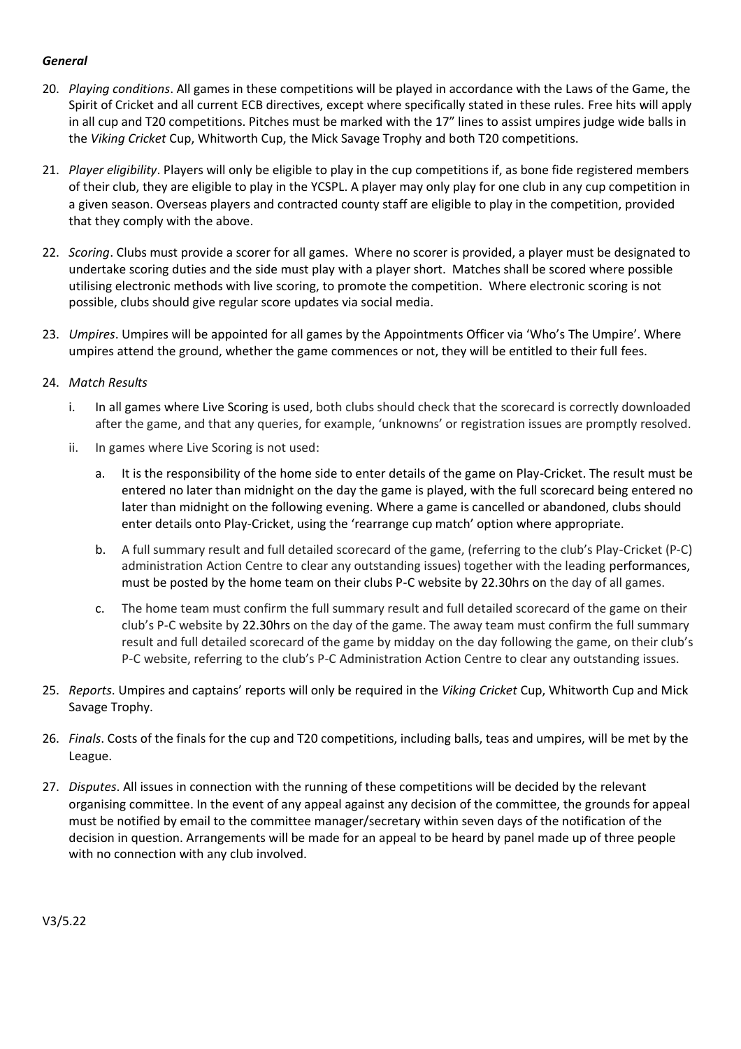### *General*

20. *Playing conditions*. All games in these competitions will be played in accordance with the Laws of the Game, the Spirit of Cricket and all current ECB directives, except where specifically stated in these rules. Free hits will apply in all cup and T20 competitions. Pitches must be marked with the 17" lines to assist umpires judge wide balls in the *Viking Cricket* Cup, Whitworth Cup, the Mick Savage Trophy and both T20 competitions.

21. *Player eligibility*. Players will only be eligible to play in the cup competitions if, as bone fide registered members of their club, they are eligible to play in the YCSPL. A player may only play for one club in any cup competition in a given season. Overseas players and contracted county staff are eligible to play in the competition, provided that they comply with the above.

22. *Scoring*. Clubs must provide a scorer for all games. Where no scorer is provided, a player must be designated to undertake scoring duties and the side must play with a player short. Matches shall be scored where possible utilising electronic methods with live scoring, to promote the competition. Where electronic scoring is not possible, clubs should give regular score updates via social media.

23. *Umpires*. Umpires will be appointed for all games by the Appointments Officer via 'Who's The Umpire'. Where umpires attend the ground, whether the game commences or not, they will be entitled to their full fees.

24. *Match Results*

    i. In all games where Live Scoring is used, both clubs should check that the scorecard is correctly downloaded after the game, and that any queries, for example, 'unknowns' or registration issues are promptly resolved.

    ii. In games where Live Scoring is not used:

        a. It is the responsibility of the home side to enter details of the game on Play-Cricket. The result must be entered no later than midnight on the day the game is played, with the full scorecard being entered no later than midnight on the following evening. Where a game is cancelled or abandoned, clubs should enter details onto Play-Cricket, using the 'rearrange cup match' option where appropriate.

        b. A full summary result and full detailed scorecard of the game, (referring to the club's Play-Cricket (P-C) administration Action Centre to clear any outstanding issues) together with the leading performances, must be posted by the home team on their clubs P-C website by 22.30hrs on the day of all games.

        c. The home team must confirm the full summary result and full detailed scorecard of the game on their club's P-C website by 22.30hrs on the day of the game. The away team must confirm the full summary result and full detailed scorecard of the game by midday on the day following the game, on their club's P-C website, referring to the club's P-C Administration Action Centre to clear any outstanding issues.

25. *Reports*. Umpires and captains' reports will only be required in the *Viking Cricket* Cup, Whitworth Cup and Mick Savage Trophy.

26. *Finals*. Costs of the finals for the cup and T20 competitions, including balls, teas and umpires, will be met by the League.

27. *Disputes*. All issues in connection with the running of these competitions will be decided by the relevant organising committee. In the event of any appeal against any decision of the committee, the grounds for appeal must be notified by email to the committee manager/secretary within seven days of the notification of the decision in question. Arrangements will be made for an appeal to be heard by panel made up of three people with no connection with any club involved.

V3/5.22